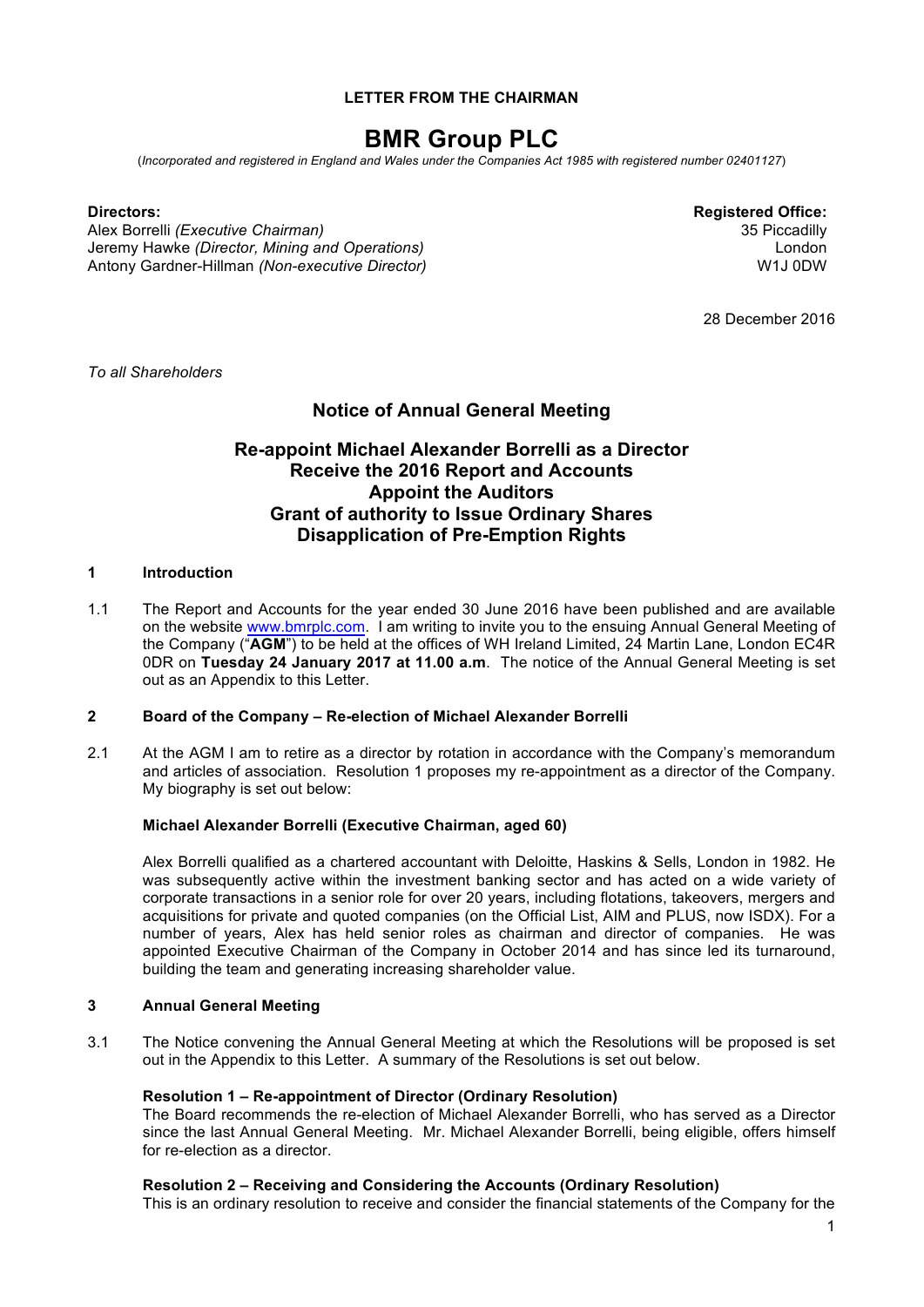**LETTER FROM THE CHAIRMAN**

# BMR Group PLC

(*Incorporated and registered in England and Wales under the Companies Act 1985 with registered number 02401127*)

**Directors:**
Alex Borrelli *(Executive Chairman)*
Jeremy Hawke *(Director, Mining and Operations)*
Antony Gardner-Hillman *(Non-executive Director)*

**Registered Office:**
35 Piccadilly
London
W1J 0DW

28 December 2016

*To all Shareholders*

## Notice of Annual General Meeting

## Re-appoint Michael Alexander Borrelli as a Director
## Receive the 2016 Report and Accounts
## Appoint the Auditors
## Grant of authority to Issue Ordinary Shares
## Disapplication of Pre-Emption Rights

### 1 Introduction

1.1 The Report and Accounts for the year ended 30 June 2016 have been published and are available on the website www.bmrplc.com. I am writing to invite you to the ensuing Annual General Meeting of the Company ("**AGM**") to be held at the offices of WH Ireland Limited, 24 Martin Lane, London EC4R 0DR on **Tuesday 24 January 2017 at 11.00 a.m**. The notice of the Annual General Meeting is set out as an Appendix to this Letter.

### 2 Board of the Company – Re-election of Michael Alexander Borrelli

2.1 At the AGM I am to retire as a director by rotation in accordance with the Company's memorandum and articles of association. Resolution 1 proposes my re-appointment as a director of the Company. My biography is set out below:

**Michael Alexander Borrelli (Executive Chairman, aged 60)**

Alex Borrelli qualified as a chartered accountant with Deloitte, Haskins & Sells, London in 1982. He was subsequently active within the investment banking sector and has acted on a wide variety of corporate transactions in a senior role for over 20 years, including flotations, takeovers, mergers and acquisitions for private and quoted companies (on the Official List, AIM and PLUS, now ISDX). For a number of years, Alex has held senior roles as chairman and director of companies. He was appointed Executive Chairman of the Company in October 2014 and has since led its turnaround, building the team and generating increasing shareholder value.

### 3 Annual General Meeting

3.1 The Notice convening the Annual General Meeting at which the Resolutions will be proposed is set out in the Appendix to this Letter. A summary of the Resolutions is set out below.

**Resolution 1 – Re-appointment of Director (Ordinary Resolution)**
The Board recommends the re-election of Michael Alexander Borrelli, who has served as a Director since the last Annual General Meeting. Mr. Michael Alexander Borrelli, being eligible, offers himself for re-election as a director.

**Resolution 2 – Receiving and Considering the Accounts (Ordinary Resolution)**
This is an ordinary resolution to receive and consider the financial statements of the Company for the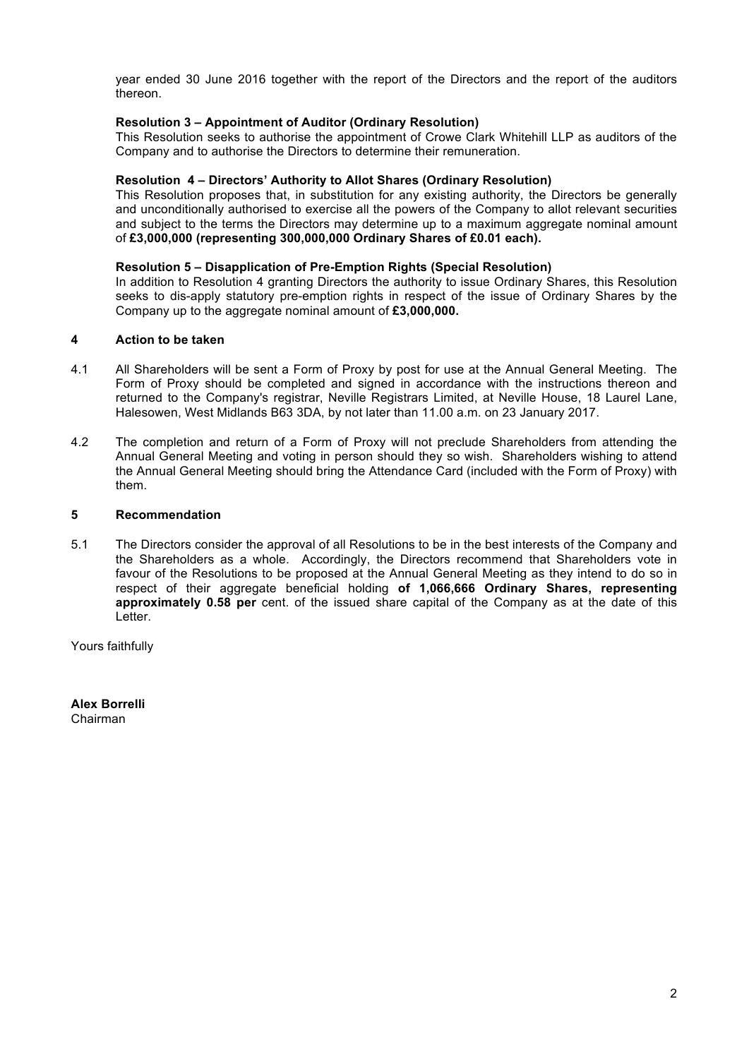year ended 30 June 2016 together with the report of the Directors and the report of the auditors thereon.

**Resolution 3 – Appointment of Auditor (Ordinary Resolution)**

This Resolution seeks to authorise the appointment of Crowe Clark Whitehill LLP as auditors of the Company and to authorise the Directors to determine their remuneration.

**Resolution 4 – Directors' Authority to Allot Shares (Ordinary Resolution)**

This Resolution proposes that, in substitution for any existing authority, the Directors be generally and unconditionally authorised to exercise all the powers of the Company to allot relevant securities and subject to the terms the Directors may determine up to a maximum aggregate nominal amount of **£3,000,000 (representing 300,000,000 Ordinary Shares of £0.01 each).**

**Resolution 5 – Disapplication of Pre-Emption Rights (Special Resolution)**

In addition to Resolution 4 granting Directors the authority to issue Ordinary Shares, this Resolution seeks to dis-apply statutory pre-emption rights in respect of the issue of Ordinary Shares by the Company up to the aggregate nominal amount of **£3,000,000.**

## 4 Action to be taken

4.1 All Shareholders will be sent a Form of Proxy by post for use at the Annual General Meeting. The Form of Proxy should be completed and signed in accordance with the instructions thereon and returned to the Company's registrar, Neville Registrars Limited, at Neville House, 18 Laurel Lane, Halesowen, West Midlands B63 3DA, by not later than 11.00 a.m. on 23 January 2017.

4.2 The completion and return of a Form of Proxy will not preclude Shareholders from attending the Annual General Meeting and voting in person should they so wish. Shareholders wishing to attend the Annual General Meeting should bring the Attendance Card (included with the Form of Proxy) with them.

## 5 Recommendation

5.1 The Directors consider the approval of all Resolutions to be in the best interests of the Company and the Shareholders as a whole. Accordingly, the Directors recommend that Shareholders vote in favour of the Resolutions to be proposed at the Annual General Meeting as they intend to do so in respect of their aggregate beneficial holding **of 1,066,666 Ordinary Shares, representing approximately 0.58 per** cent. of the issued share capital of the Company as at the date of this Letter.

Yours faithfully

**Alex Borrelli**
Chairman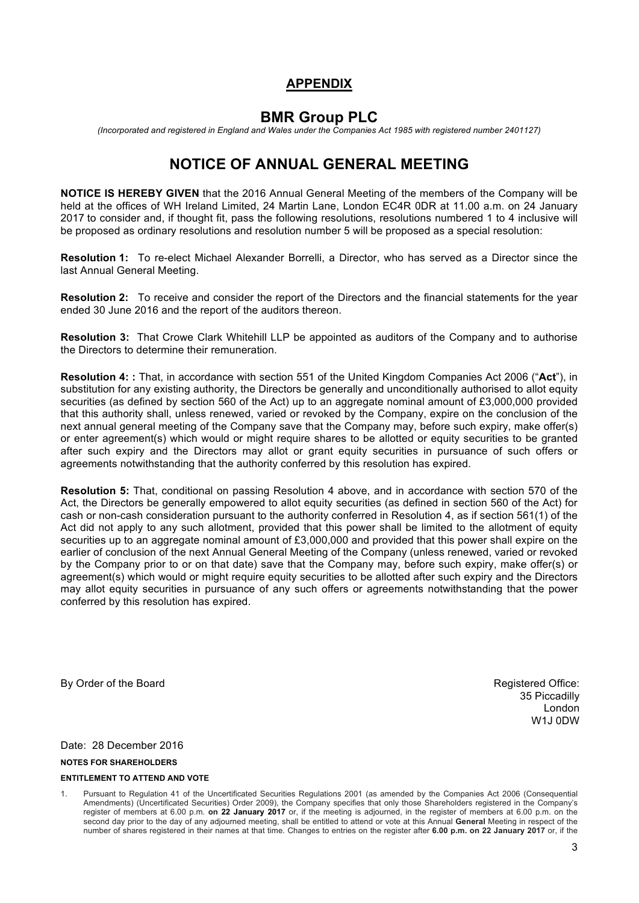## APPENDIX

# BMR Group PLC

*(Incorporated and registered in England and Wales under the Companies Act 1985 with registered number 2401127)*

# NOTICE OF ANNUAL GENERAL MEETING

**NOTICE IS HEREBY GIVEN** that the 2016 Annual General Meeting of the members of the Company will be held at the offices of WH Ireland Limited, 24 Martin Lane, London EC4R 0DR at 11.00 a.m. on 24 January 2017 to consider and, if thought fit, pass the following resolutions, resolutions numbered 1 to 4 inclusive will be proposed as ordinary resolutions and resolution number 5 will be proposed as a special resolution:

**Resolution 1:** To re-elect Michael Alexander Borrelli, a Director, who has served as a Director since the last Annual General Meeting.

**Resolution 2:** To receive and consider the report of the Directors and the financial statements for the year ended 30 June 2016 and the report of the auditors thereon.

**Resolution 3:** That Crowe Clark Whitehill LLP be appointed as auditors of the Company and to authorise the Directors to determine their remuneration.

**Resolution 4: :** That, in accordance with section 551 of the United Kingdom Companies Act 2006 ("**Act**"), in substitution for any existing authority, the Directors be generally and unconditionally authorised to allot equity securities (as defined by section 560 of the Act) up to an aggregate nominal amount of £3,000,000 provided that this authority shall, unless renewed, varied or revoked by the Company, expire on the conclusion of the next annual general meeting of the Company save that the Company may, before such expiry, make offer(s) or enter agreement(s) which would or might require shares to be allotted or equity securities to be granted after such expiry and the Directors may allot or grant equity securities in pursuance of such offers or agreements notwithstanding that the authority conferred by this resolution has expired.

**Resolution 5:** That, conditional on passing Resolution 4 above, and in accordance with section 570 of the Act, the Directors be generally empowered to allot equity securities (as defined in section 560 of the Act) for cash or non-cash consideration pursuant to the authority conferred in Resolution 4, as if section 561(1) of the Act did not apply to any such allotment, provided that this power shall be limited to the allotment of equity securities up to an aggregate nominal amount of £3,000,000 and provided that this power shall expire on the earlier of conclusion of the next Annual General Meeting of the Company (unless renewed, varied or revoked by the Company prior to or on that date) save that the Company may, before such expiry, make offer(s) or agreement(s) which would or might require equity securities to be allotted after such expiry and the Directors may allot equity securities in pursuance of any such offers or agreements notwithstanding that the power conferred by this resolution has expired.

By Order of the Board

Registered Office:
35 Piccadilly
London
W1J 0DW

Date: 28 December 2016

**NOTES FOR SHAREHOLDERS**

**ENTITLEMENT TO ATTEND AND VOTE**

1. Pursuant to Regulation 41 of the Uncertificated Securities Regulations 2001 (as amended by the Companies Act 2006 (Consequential Amendments) (Uncertificated Securities) Order 2009), the Company specifies that only those Shareholders registered in the Company's register of members at 6.00 p.m. **on 22 January 2017** or, if the meeting is adjourned, in the register of members at 6.00 p.m. on the second day prior to the day of any adjourned meeting, shall be entitled to attend or vote at this Annual **General** Meeting in respect of the number of shares registered in their names at that time. Changes to entries on the register after **6.00 p.m. on 22 January 2017** or, if the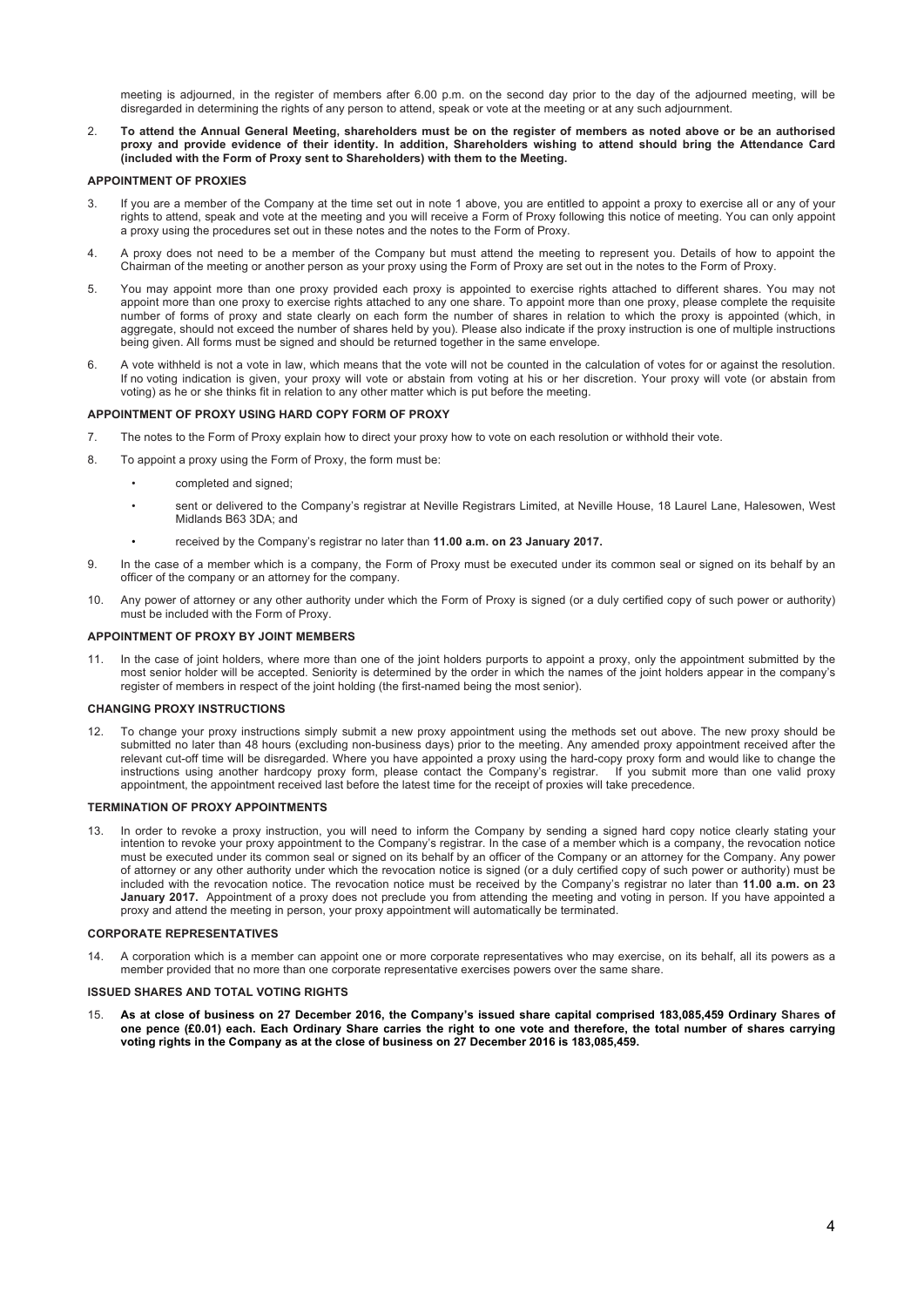meeting is adjourned, in the register of members after 6.00 p.m. on the second day prior to the day of the adjourned meeting, will be disregarded in determining the rights of any person to attend, speak or vote at the meeting or at any such adjournment.

2. **To attend the Annual General Meeting, shareholders must be on the register of members as noted above or be an authorised proxy and provide evidence of their identity. In addition, Shareholders wishing to attend should bring the Attendance Card (included with the Form of Proxy sent to Shareholders) with them to the Meeting.**

### APPOINTMENT OF PROXIES

3. If you are a member of the Company at the time set out in note 1 above, you are entitled to appoint a proxy to exercise all or any of your rights to attend, speak and vote at the meeting and you will receive a Form of Proxy following this notice of meeting. You can only appoint a proxy using the procedures set out in these notes and the notes to the Form of Proxy.

4. A proxy does not need to be a member of the Company but must attend the meeting to represent you. Details of how to appoint the Chairman of the meeting or another person as your proxy using the Form of Proxy are set out in the notes to the Form of Proxy.

5. You may appoint more than one proxy provided each proxy is appointed to exercise rights attached to different shares. You may not appoint more than one proxy to exercise rights attached to any one share. To appoint more than one proxy, please complete the requisite number of forms of proxy and state clearly on each form the number of shares in relation to which the proxy is appointed (which, in aggregate, should not exceed the number of shares held by you). Please also indicate if the proxy instruction is one of multiple instructions being given. All forms must be signed and should be returned together in the same envelope.

6. A vote withheld is not a vote in law, which means that the vote will not be counted in the calculation of votes for or against the resolution. If no voting indication is given, your proxy will vote or abstain from voting at his or her discretion. Your proxy will vote (or abstain from voting) as he or she thinks fit in relation to any other matter which is put before the meeting.

### APPOINTMENT OF PROXY USING HARD COPY FORM OF PROXY

7. The notes to the Form of Proxy explain how to direct your proxy how to vote on each resolution or withhold their vote.

8. To appoint a proxy using the Form of Proxy, the form must be:

   - completed and signed;
   - sent or delivered to the Company's registrar at Neville Registrars Limited, at Neville House, 18 Laurel Lane, Halesowen, West Midlands B63 3DA; and
   - received by the Company's registrar no later than **11.00 a.m. on 23 January 2017.**

9. In the case of a member which is a company, the Form of Proxy must be executed under its common seal or signed on its behalf by an officer of the company or an attorney for the company.

10. Any power of attorney or any other authority under which the Form of Proxy is signed (or a duly certified copy of such power or authority) must be included with the Form of Proxy.

### APPOINTMENT OF PROXY BY JOINT MEMBERS

11. In the case of joint holders, where more than one of the joint holders purports to appoint a proxy, only the appointment submitted by the most senior holder will be accepted. Seniority is determined by the order in which the names of the joint holders appear in the company's register of members in respect of the joint holding (the first-named being the most senior).

### CHANGING PROXY INSTRUCTIONS

12. To change your proxy instructions simply submit a new proxy appointment using the methods set out above. The new proxy should be submitted no later than 48 hours (excluding non-business days) prior to the meeting. Any amended proxy appointment received after the relevant cut-off time will be disregarded. Where you have appointed a proxy using the hard-copy proxy form and would like to change the instructions using another hardcopy proxy form, please contact the Company's registrar. If you submit more than one valid proxy appointment, the appointment received last before the latest time for the receipt of proxies will take precedence.

### TERMINATION OF PROXY APPOINTMENTS

13. In order to revoke a proxy instruction, you will need to inform the Company by sending a signed hard copy notice clearly stating your intention to revoke your proxy appointment to the Company's registrar. In the case of a member which is a company, the revocation notice must be executed under its common seal or signed on its behalf by an officer of the Company or an attorney for the Company. Any power of attorney or any other authority under which the revocation notice is signed (or a duly certified copy of such power or authority) must be included with the revocation notice. The revocation notice must be received by the Company's registrar no later than **11.00 a.m. on 23 January 2017.** Appointment of a proxy does not preclude you from attending the meeting and voting in person. If you have appointed a proxy and attend the meeting in person, your proxy appointment will automatically be terminated.

### CORPORATE REPRESENTATIVES

14. A corporation which is a member can appoint one or more corporate representatives who may exercise, on its behalf, all its powers as a member provided that no more than one corporate representative exercises powers over the same share.

### ISSUED SHARES AND TOTAL VOTING RIGHTS

15. **As at close of business on 27 December 2016, the Company's issued share capital comprised 183,085,459 Ordinary Shares of one pence (£0.01) each. Each Ordinary Share carries the right to one vote and therefore, the total number of shares carrying voting rights in the Company as at the close of business on 27 December 2016 is 183,085,459.**